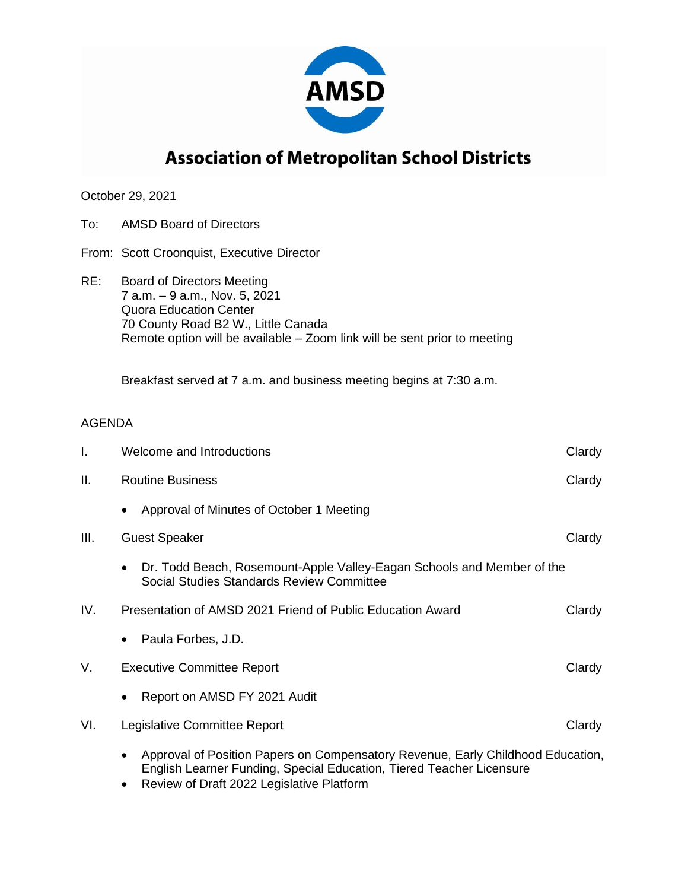# Association of Metropolitan School Districts

October 29, 2021

To: AMSD Board of Directors

From: Scott Croonquist, Executive Director

RE: Board of Directors Meeting
7 a.m. – 9 a.m., Nov. 5, 2021
Quora Education Center
70 County Road B2 W., Little Canada
Remote option will be available – Zoom link will be sent prior to meeting

Breakfast served at 7 a.m. and business meeting begins at 7:30 a.m.

AGENDA

I. Welcome and Introductions — Clardy

II. Routine Business — Clardy

- Approval of Minutes of October 1 Meeting

III. Guest Speaker — Clardy

- Dr. Todd Beach, Rosemount-Apple Valley-Eagan Schools and Member of the Social Studies Standards Review Committee

IV. Presentation of AMSD 2021 Friend of Public Education Award — Clardy

- Paula Forbes, J.D.

V. Executive Committee Report — Clardy

- Report on AMSD FY 2021 Audit

VI. Legislative Committee Report — Clardy

- Approval of Position Papers on Compensatory Revenue, Early Childhood Education, English Learner Funding, Special Education, Tiered Teacher Licensure
- Review of Draft 2022 Legislative Platform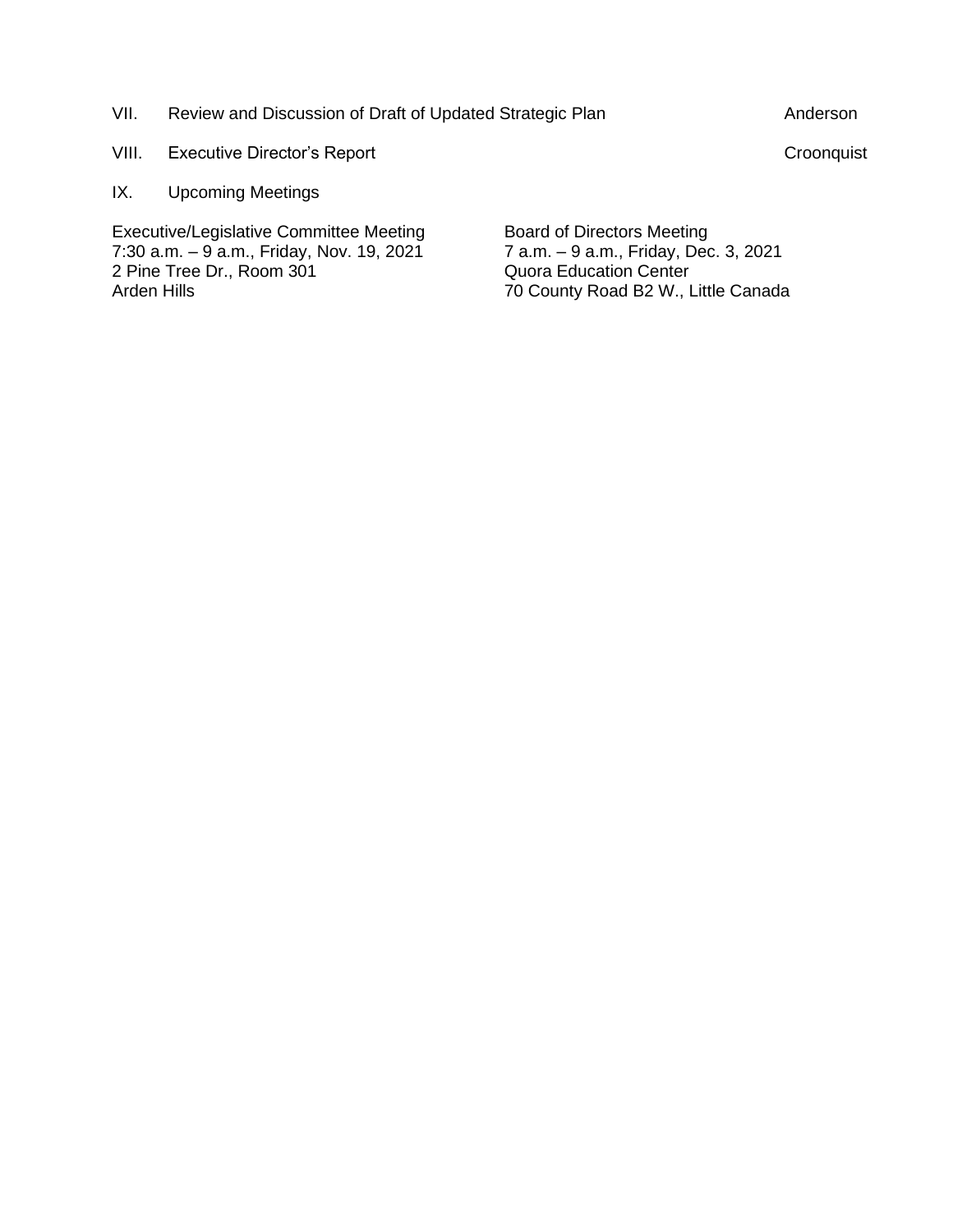VII. Review and Discussion of Draft of Updated Strategic Plan — Anderson

VIII. Executive Director's Report — Croonquist

IX. Upcoming Meetings

Executive/Legislative Committee Meeting
7:30 a.m. – 9 a.m., Friday, Nov. 19, 2021
2 Pine Tree Dr., Room 301
Arden Hills

Board of Directors Meeting
7 a.m. – 9 a.m., Friday, Dec. 3, 2021
Quora Education Center
70 County Road B2 W., Little Canada